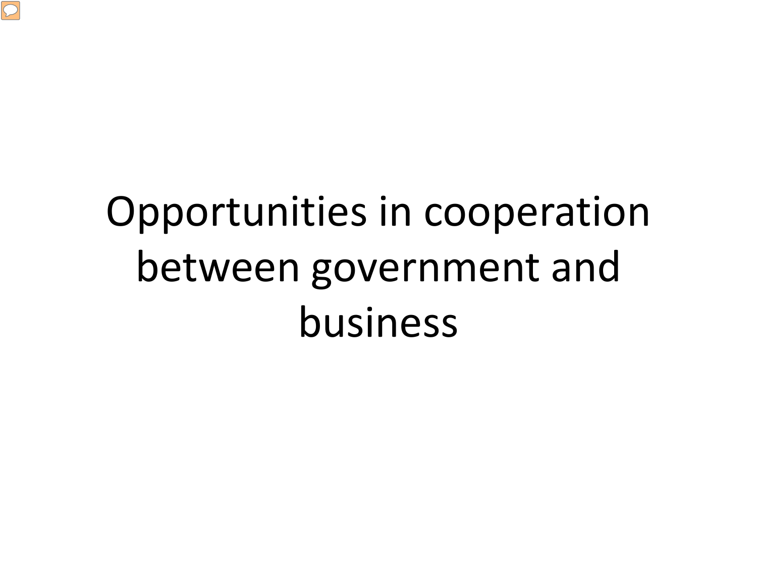# Opportunities in cooperation between government and business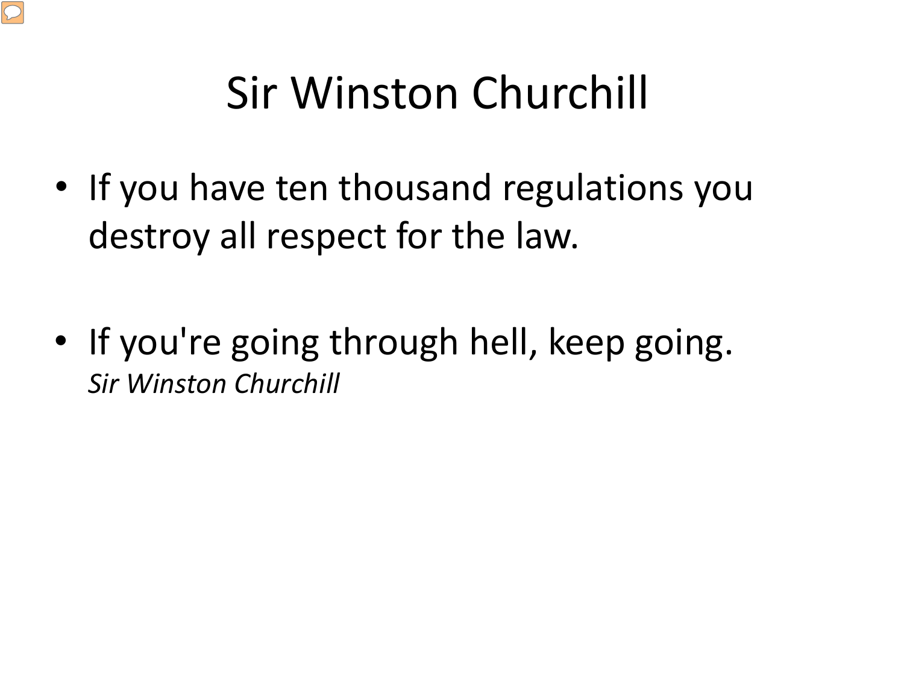# Sir Winston Churchill

- If you have ten thousand regulations you destroy all respect for the law.

- If you're going through hell, keep going.
  *Sir Winston Churchill*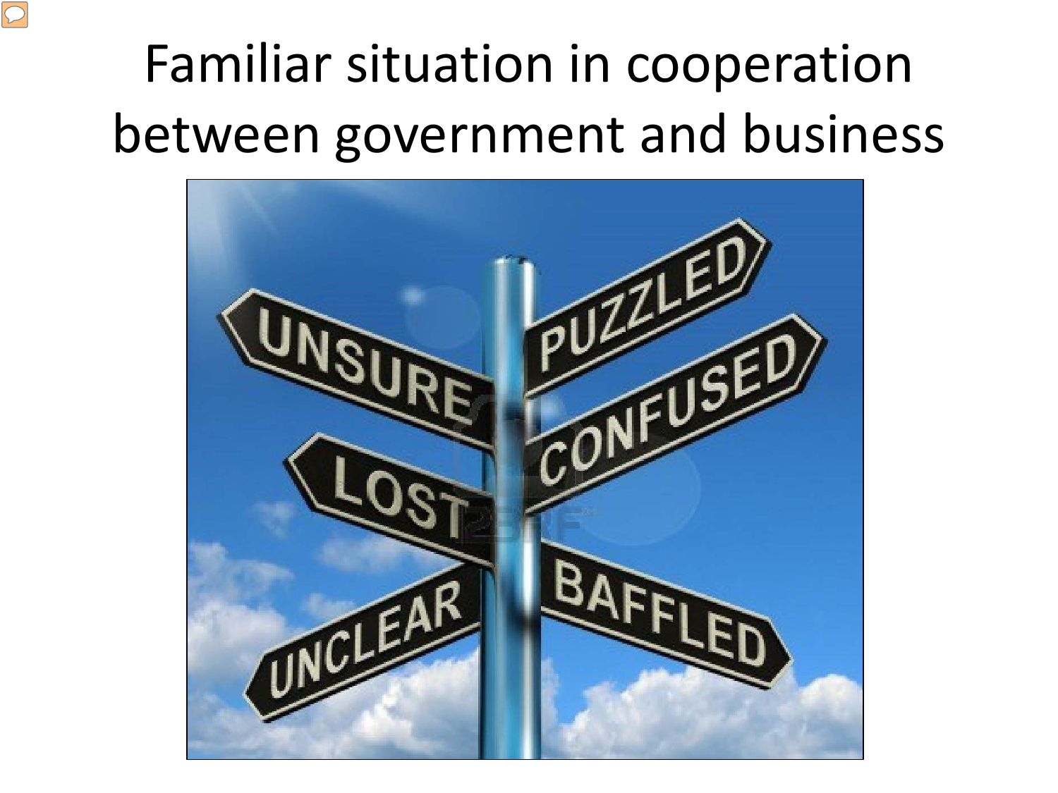# Familiar situation in cooperation between government and business

UNSURE

PUZZLED

CONFUSED

LOST

UNCLEAR

BAFFLED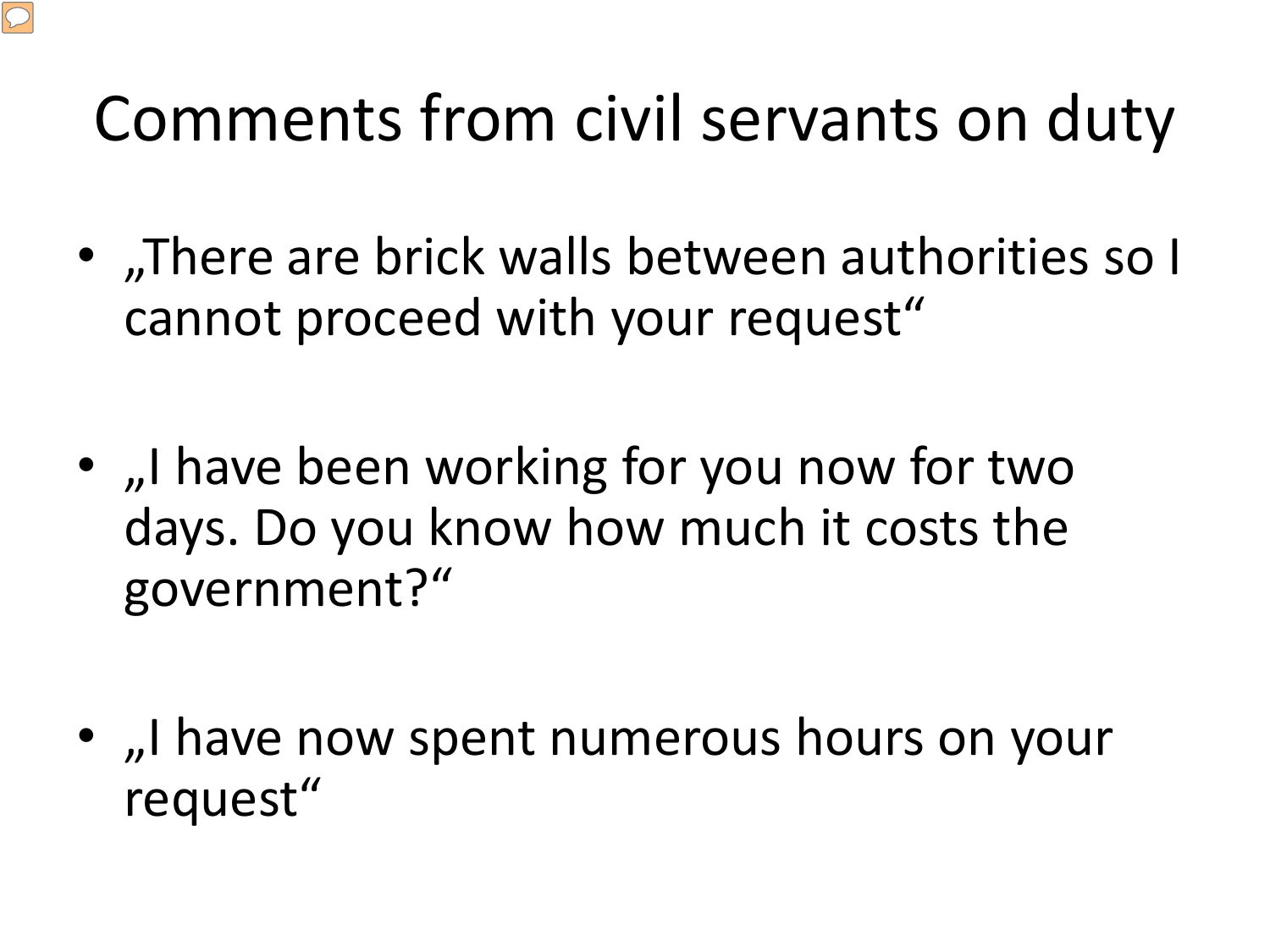# Comments from civil servants on duty

- „There are brick walls between authorities so I cannot proceed with your request“
- „I have been working for you now for two days. Do you know how much it costs the government?“
- „I have now spent numerous hours on your request“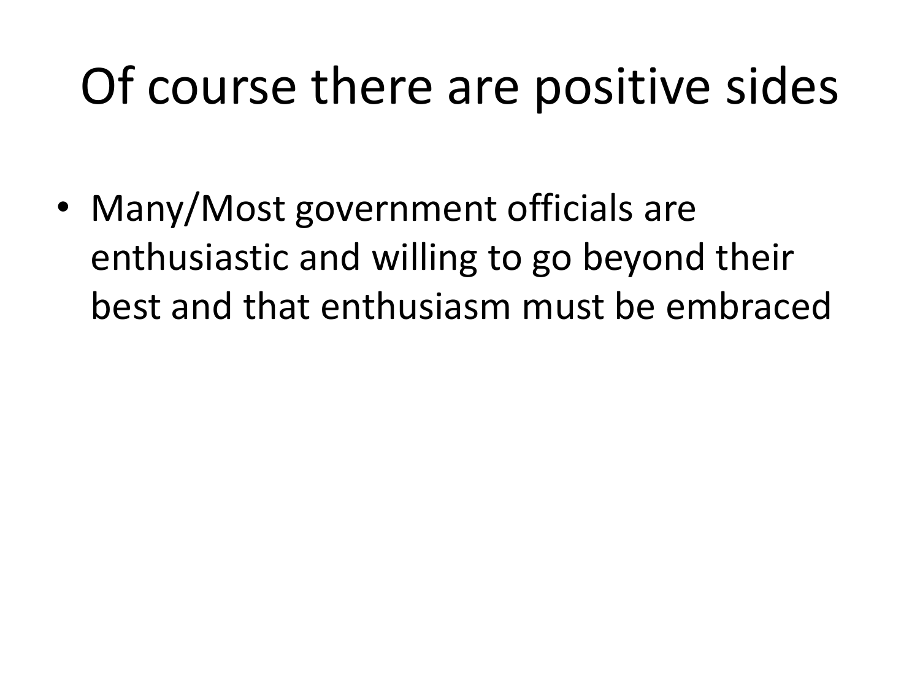# Of course there are positive sides

- Many/Most government officials are enthusiastic and willing to go beyond their best and that enthusiasm must be embraced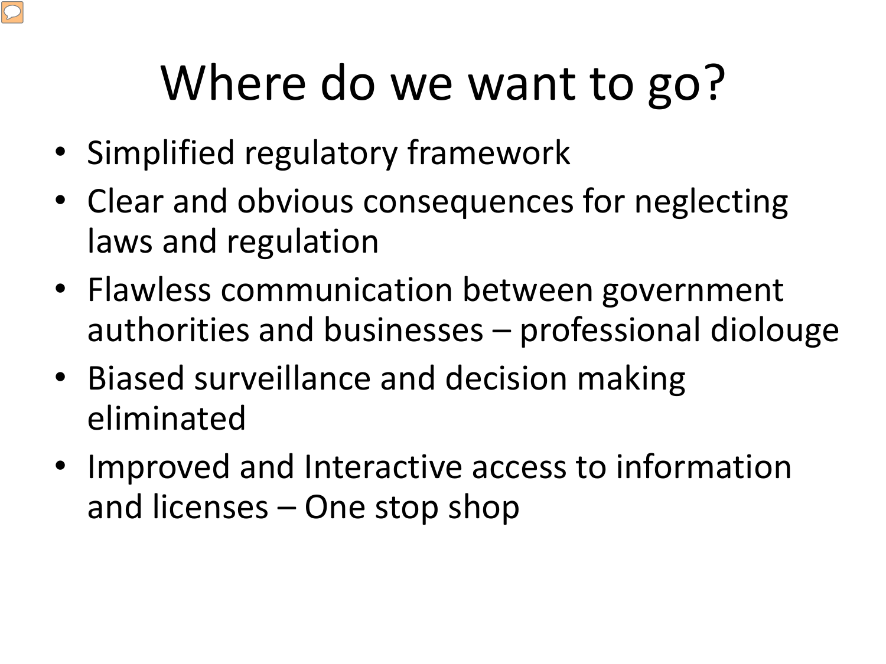# Where do we want to go?

- Simplified regulatory framework
- Clear and obvious consequences for neglecting laws and regulation
- Flawless communication between government authorities and businesses – professional diolouge
- Biased surveillance and decision making eliminated
- Improved and Interactive access to information and licenses – One stop shop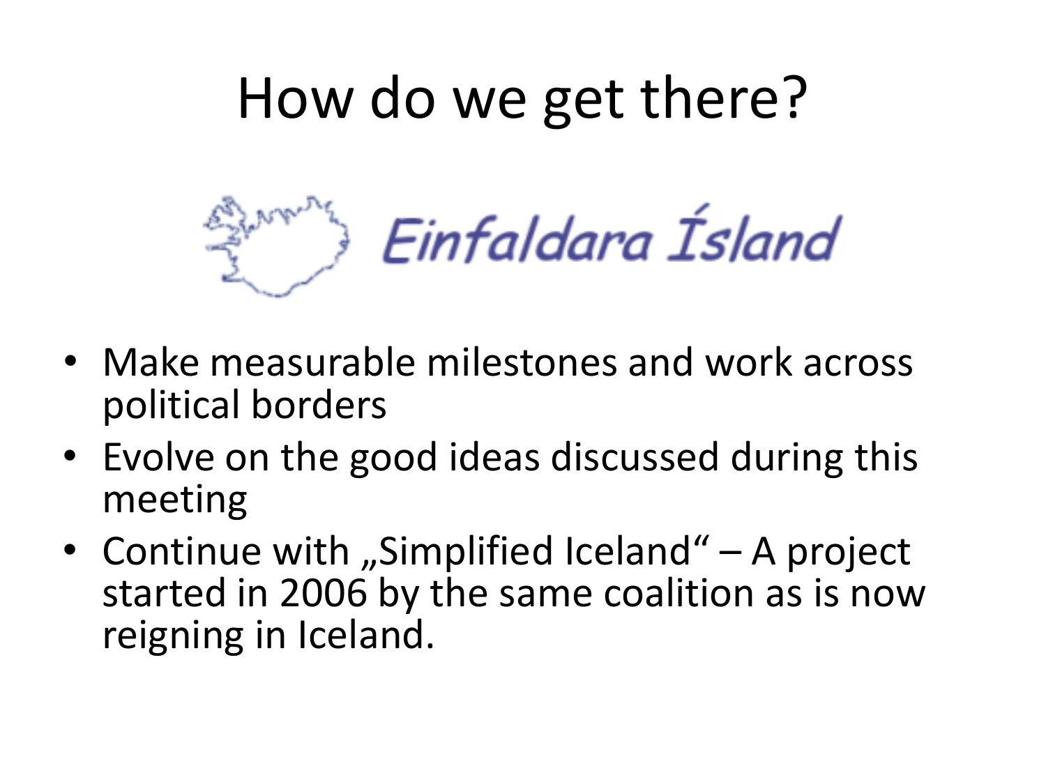# How do we get there?

*Einfaldara Ísland*

- Make measurable milestones and work across political borders
- Evolve on the good ideas discussed during this meeting
- Continue with „Simplified Iceland" – A project started in 2006 by the same coalition as is now reigning in Iceland.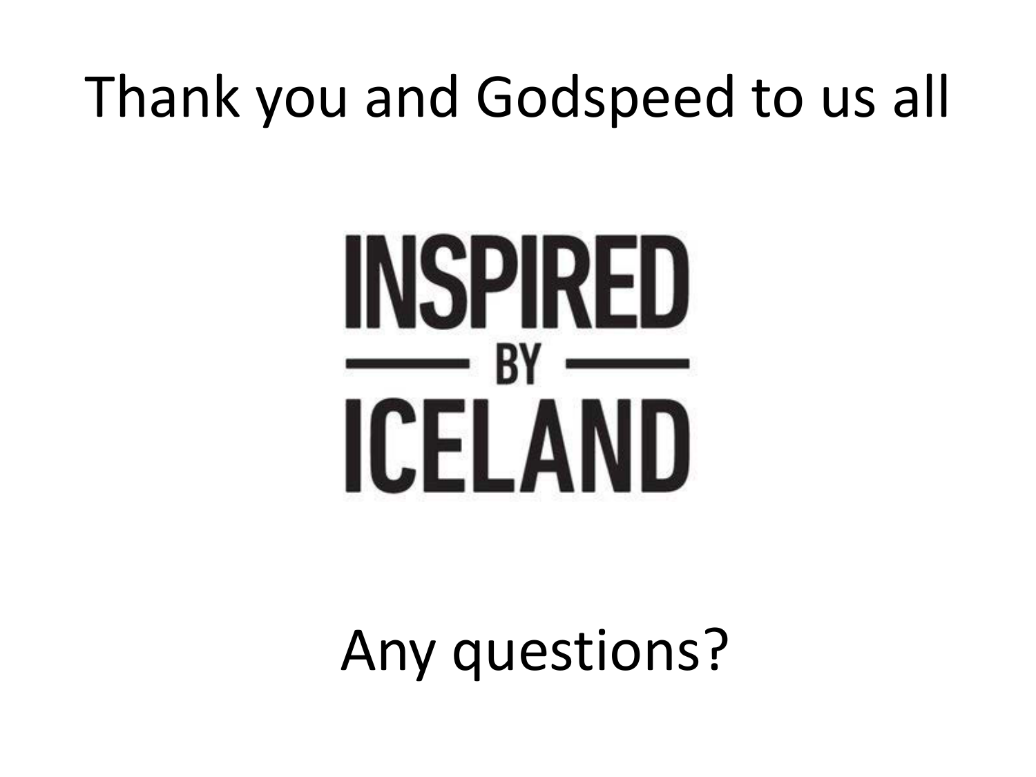# Thank you and Godspeed to us all

INSPIRED

— BY —

ICELAND

Any questions?